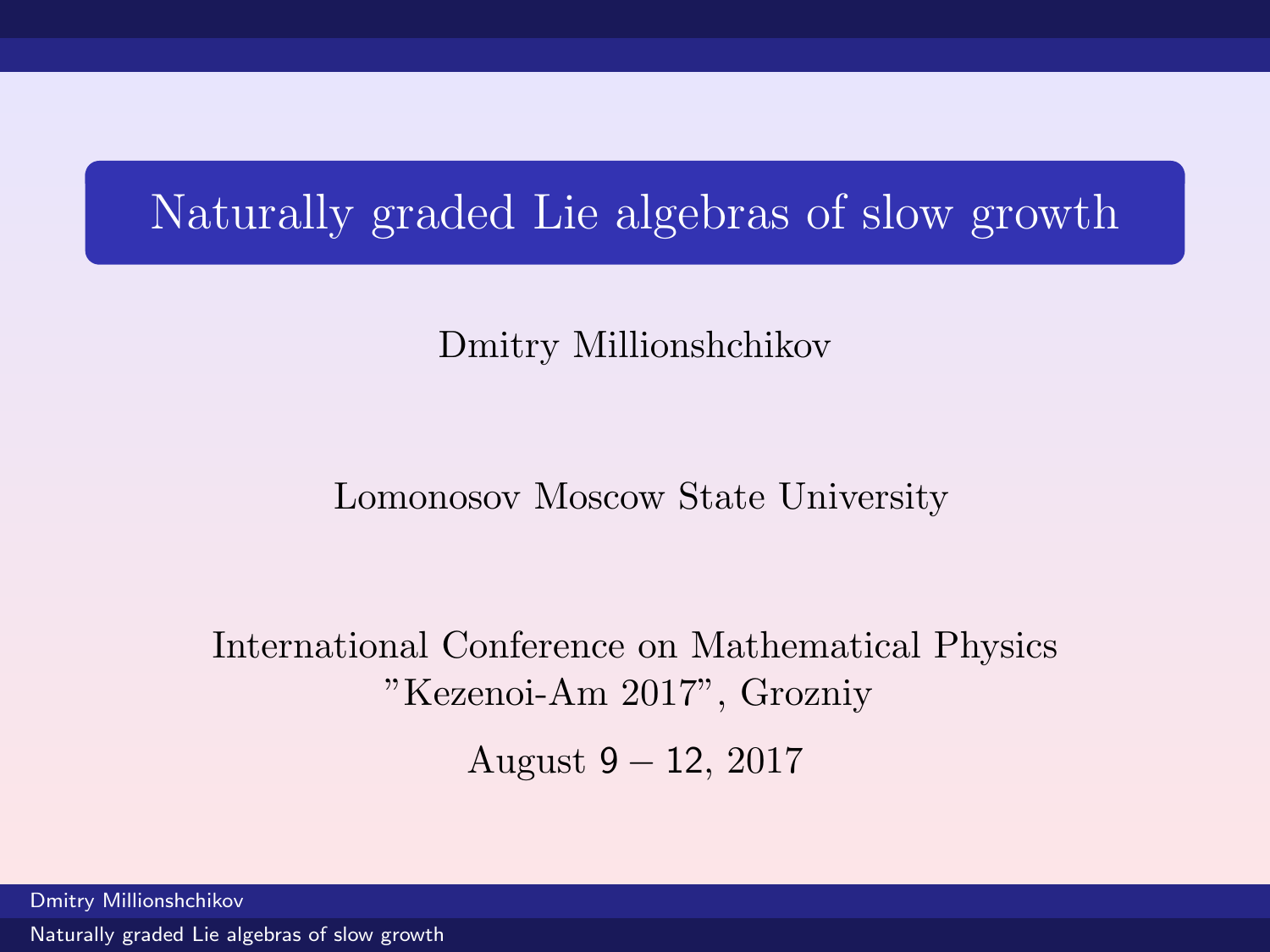# Naturally graded Lie algebras of slow growth

Dmitry Millionshchikov

Lomonosov Moscow State University

International Conference on Mathematical Physics
"Kezenoi-Am 2017", Grozniy

August 9 – 12, 2017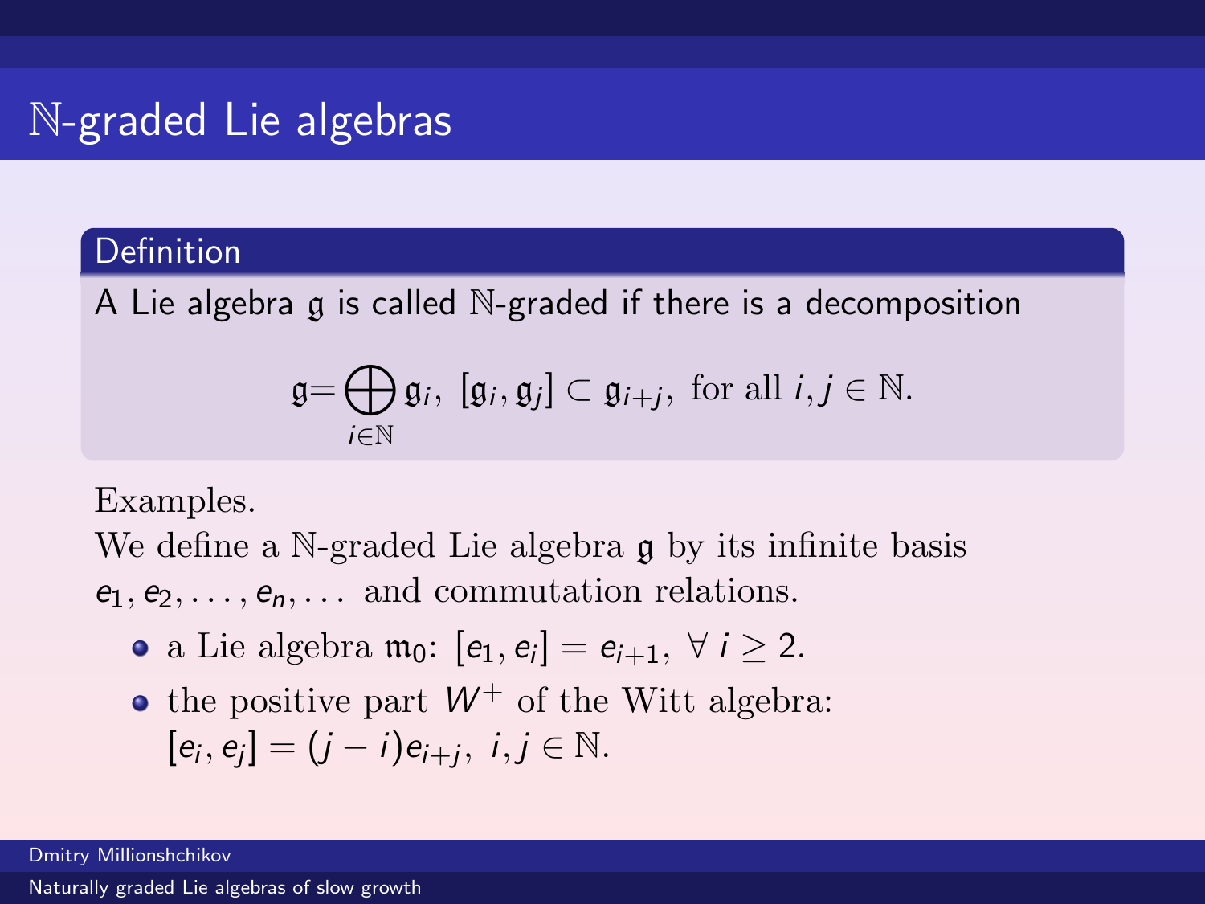# $\mathbb{N}$-graded Lie algebras

**Definition**

A Lie algebra $\mathfrak{g}$ is called $\mathbb{N}$-graded if there is a decomposition

$$\mathfrak{g} = \bigoplus_{i \in \mathbb{N}} \mathfrak{g}_i, \ [\mathfrak{g}_i, \mathfrak{g}_j] \subset \mathfrak{g}_{i+j}, \text{ for all } i, j \in \mathbb{N}.$$

Examples.

We define a $\mathbb{N}$-graded Lie algebra $\mathfrak{g}$ by its infinite basis $e_1, e_2, \dots, e_n, \dots$ and commutation relations.

- a Lie algebra $\mathfrak{m}_0$: $[e_1, e_i] = e_{i+1}, \ \forall \ i \geq 2.$
- the positive part $W^+$ of the Witt algebra: $[e_i, e_j] = (j - i)e_{i+j}, \ i, j \in \mathbb{N}.$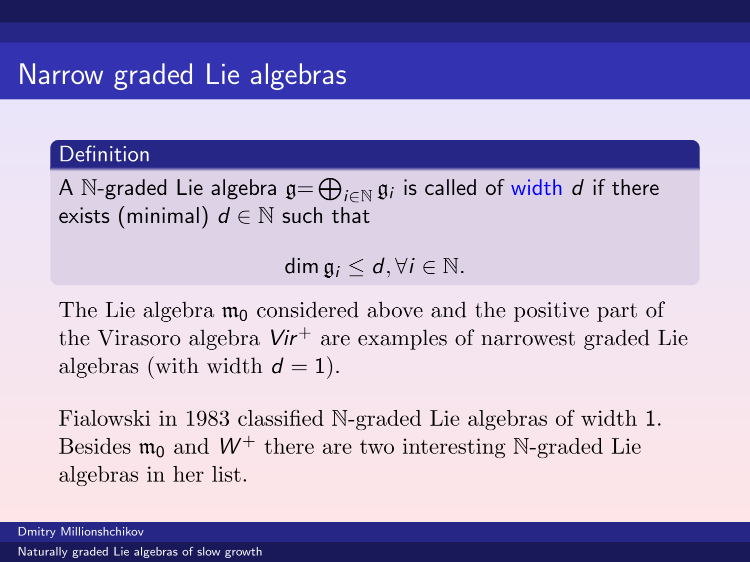# Narrow graded Lie algebras

**Definition**

A $\mathbb{N}$-graded Lie algebra $\mathfrak{g} = \bigoplus_{i \in \mathbb{N}} \mathfrak{g}_i$ is called of width $d$ if there exists (minimal) $d \in \mathbb{N}$ such that

$$\dim \mathfrak{g}_i \leq d, \forall i \in \mathbb{N}.$$

The Lie algebra $\mathfrak{m}_0$ considered above and the positive part of the Virasoro algebra $Vir^+$ are examples of narrowest graded Lie algebras (with width $d = 1$).

Fialowski in 1983 classified $\mathbb{N}$-graded Lie algebras of width 1. Besides $\mathfrak{m}_0$ and $W^+$ there are two interesting $\mathbb{N}$-graded Lie algebras in her list.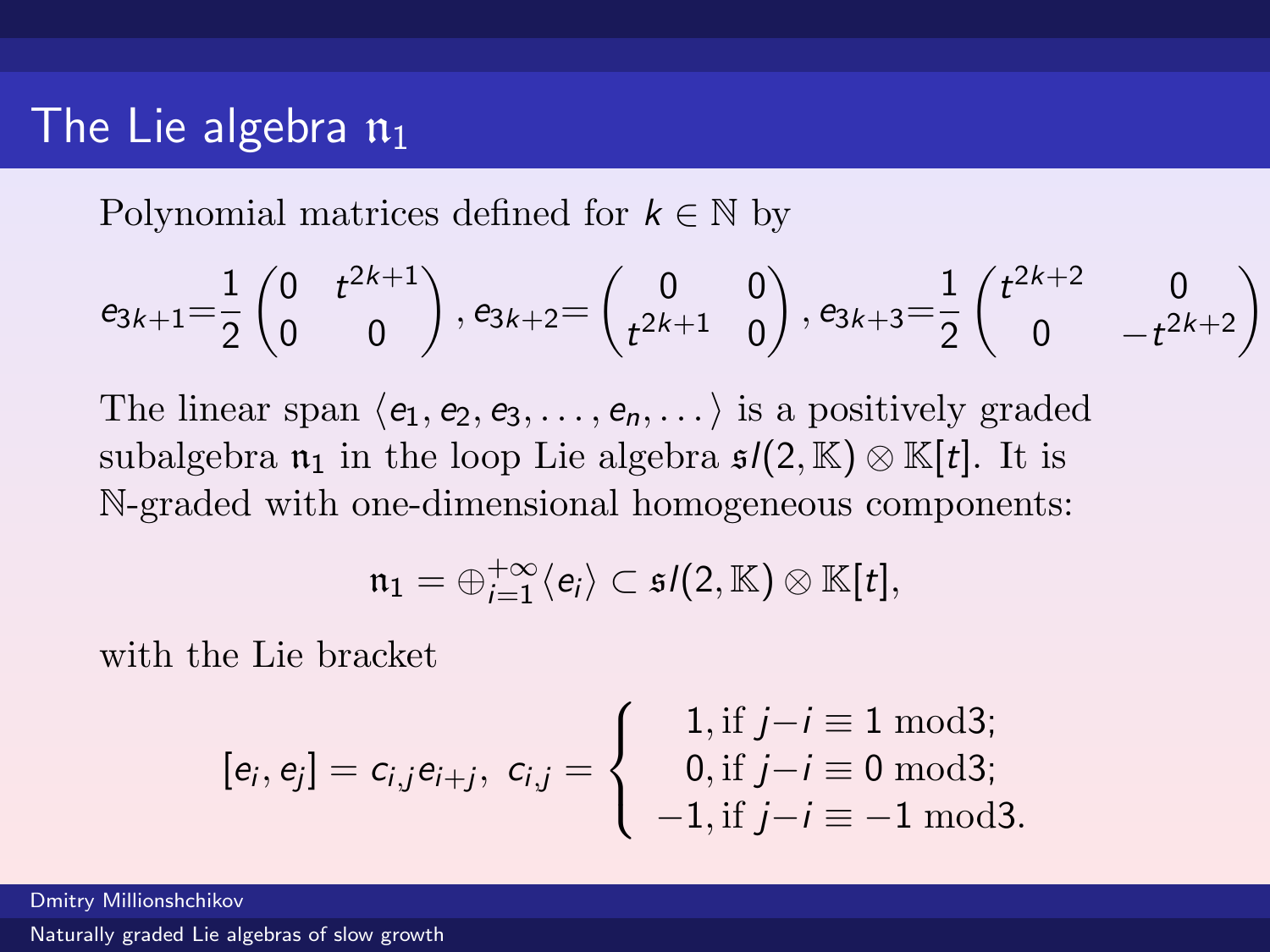# The Lie algebra $\mathfrak{n}_1$

Polynomial matrices defined for $k \in \mathbb{N}$ by

$$e_{3k+1}=\frac{1}{2}\begin{pmatrix}0 & t^{2k+1}\\ 0 & 0\end{pmatrix}, e_{3k+2}=\begin{pmatrix}0 & 0\\ t^{2k+1} & 0\end{pmatrix}, e_{3k+3}=\frac{1}{2}\begin{pmatrix}t^{2k+2} & 0\\ 0 & -t^{2k+2}\end{pmatrix}$$

The linear span $\langle e_1, e_2, e_3, \dots, e_n, \dots \rangle$ is a positively graded subalgebra $\mathfrak{n}_1$ in the loop Lie algebra $\mathfrak{sl}(2,\mathbb{K}) \otimes \mathbb{K}[t]$. It is $\mathbb{N}$-graded with one-dimensional homogeneous components:

$$\mathfrak{n}_1 = \oplus_{i=1}^{+\infty} \langle e_i \rangle \subset \mathfrak{sl}(2,\mathbb{K}) \otimes \mathbb{K}[t],$$

with the Lie bracket

$$[e_i, e_j] = c_{i,j} e_{i+j}, \; c_{i,j} = \begin{cases} 1, \text{if } j-i \equiv 1 \mod 3; \\ 0, \text{if } j-i \equiv 0 \mod 3; \\ -1, \text{if } j-i \equiv -1 \mod 3. \end{cases}$$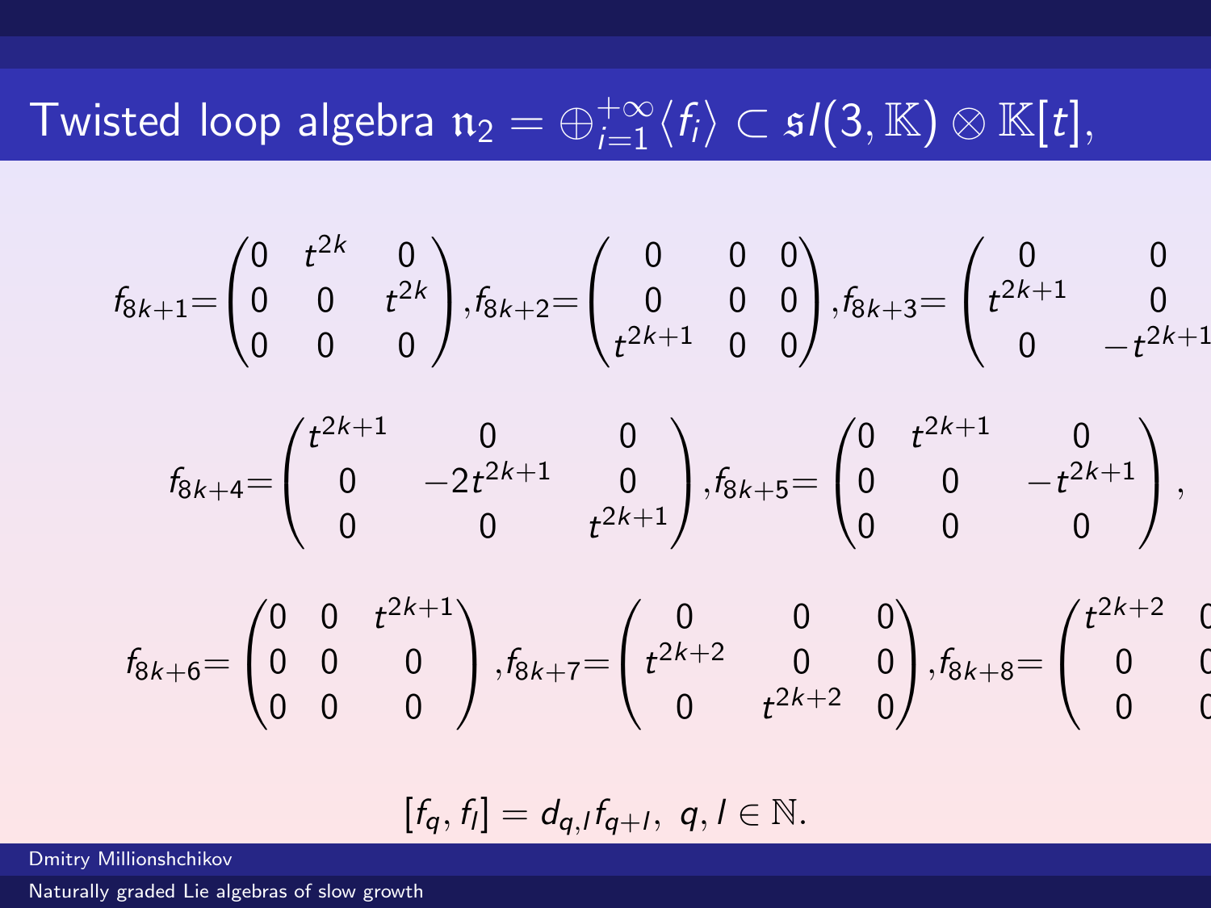# Twisted loop algebra $\mathfrak{n}_2 = \oplus_{i=1}^{+\infty}\langle f_i \rangle \subset \mathfrak{sl}(3,\mathbb{K}) \otimes \mathbb{K}[t]$,

$$
f_{8k+1}=\begin{pmatrix} 0 & t^{2k} & 0 \\ 0 & 0 & t^{2k} \\ 0 & 0 & 0 \end{pmatrix}, f_{8k+2}=\begin{pmatrix} 0 & 0 & 0 \\ 0 & 0 & 0 \\ t^{2k+1} & 0 & 0 \end{pmatrix}, f_{8k+3}=\begin{pmatrix} 0 & 0 & \\ t^{2k+1} & 0 & \\ 0 & -t^{2k+1} & \end{pmatrix}
$$

$$
f_{8k+4}=\begin{pmatrix} t^{2k+1} & 0 & 0 \\ 0 & -2t^{2k+1} & 0 \\ 0 & 0 & t^{2k+1} \end{pmatrix}, f_{8k+5}=\begin{pmatrix} 0 & t^{2k+1} & 0 \\ 0 & 0 & -t^{2k+1} \\ 0 & 0 & 0 \end{pmatrix},
$$

$$
f_{8k+6}=\begin{pmatrix} 0 & 0 & t^{2k+1} \\ 0 & 0 & 0 \\ 0 & 0 & 0 \end{pmatrix}, f_{8k+7}=\begin{pmatrix} 0 & 0 & 0 \\ t^{2k+2} & 0 & 0 \\ 0 & t^{2k+2} & 0 \end{pmatrix}, f_{8k+8}=\begin{pmatrix} t^{2k+2} & 0 & \\ 0 & 0 & \\ 0 & 0 & \end{pmatrix}
$$

$$
[f_q, f_l] = d_{q,l} f_{q+l}, \; q, l \in \mathbb{N}.
$$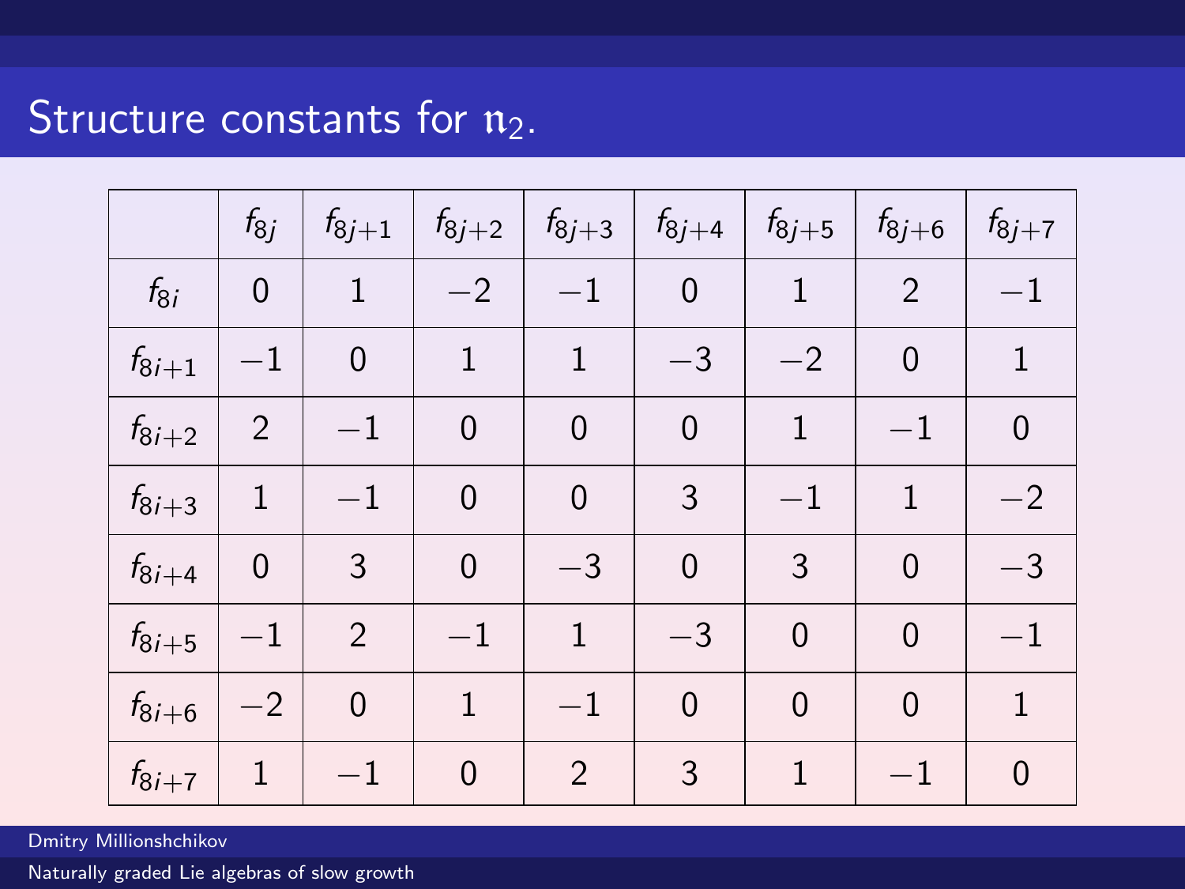# Structure constants for $\mathfrak{n}_2$.

|  | $f_{8j}$ | $f_{8j+1}$ | $f_{8j+2}$ | $f_{8j+3}$ | $f_{8j+4}$ | $f_{8j+5}$ | $f_{8j+6}$ | $f_{8j+7}$ |
|---|---|---|---|---|---|---|---|---|
| $f_{8i}$ | 0 | 1 | $-2$ | $-1$ | 0 | 1 | 2 | $-1$ |
| $f_{8i+1}$ | $-1$ | 0 | 1 | 1 | $-3$ | $-2$ | 0 | 1 |
| $f_{8i+2}$ | 2 | $-1$ | 0 | 0 | 0 | 1 | $-1$ | 0 |
| $f_{8i+3}$ | 1 | $-1$ | 0 | 0 | 3 | $-1$ | 1 | $-2$ |
| $f_{8i+4}$ | 0 | 3 | 0 | $-3$ | 0 | 3 | 0 | $-3$ |
| $f_{8i+5}$ | $-1$ | 2 | $-1$ | 1 | $-3$ | 0 | 0 | $-1$ |
| $f_{8i+6}$ | $-2$ | 0 | 1 | $-1$ | 0 | 0 | 0 | 1 |
| $f_{8i+7}$ | 1 | $-1$ | 0 | 2 | 3 | 1 | $-1$ | 0 |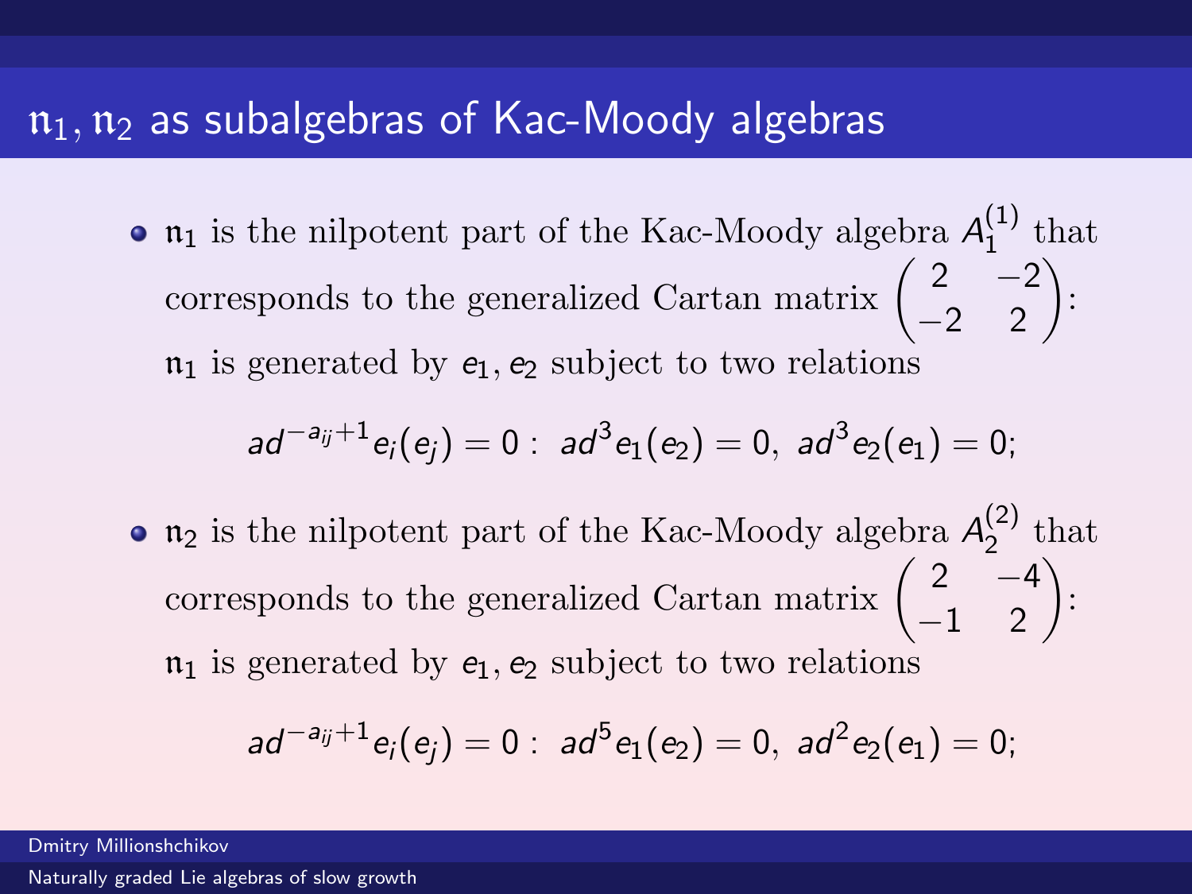# $\mathfrak{n}_1, \mathfrak{n}_2$ as subalgebras of Kac-Moody algebras

- $\mathfrak{n}_1$ is the nilpotent part of the Kac-Moody algebra $A_1^{(1)}$ that corresponds to the generalized Cartan matrix $\begin{pmatrix} 2 & -2 \\ -2 & 2 \end{pmatrix}$: $\mathfrak{n}_1$ is generated by $e_1, e_2$ subject to two relations

$$ad^{-a_{ij}+1}e_i(e_j) = 0: \; ad^3 e_1(e_2) = 0, \; ad^3 e_2(e_1) = 0;$$

- $\mathfrak{n}_2$ is the nilpotent part of the Kac-Moody algebra $A_2^{(2)}$ that corresponds to the generalized Cartan matrix $\begin{pmatrix} 2 & -4 \\ -1 & 2 \end{pmatrix}$: $\mathfrak{n}_1$ is generated by $e_1, e_2$ subject to two relations

$$ad^{-a_{ij}+1}e_i(e_j) = 0: \; ad^5 e_1(e_2) = 0, \; ad^2 e_2(e_1) = 0;$$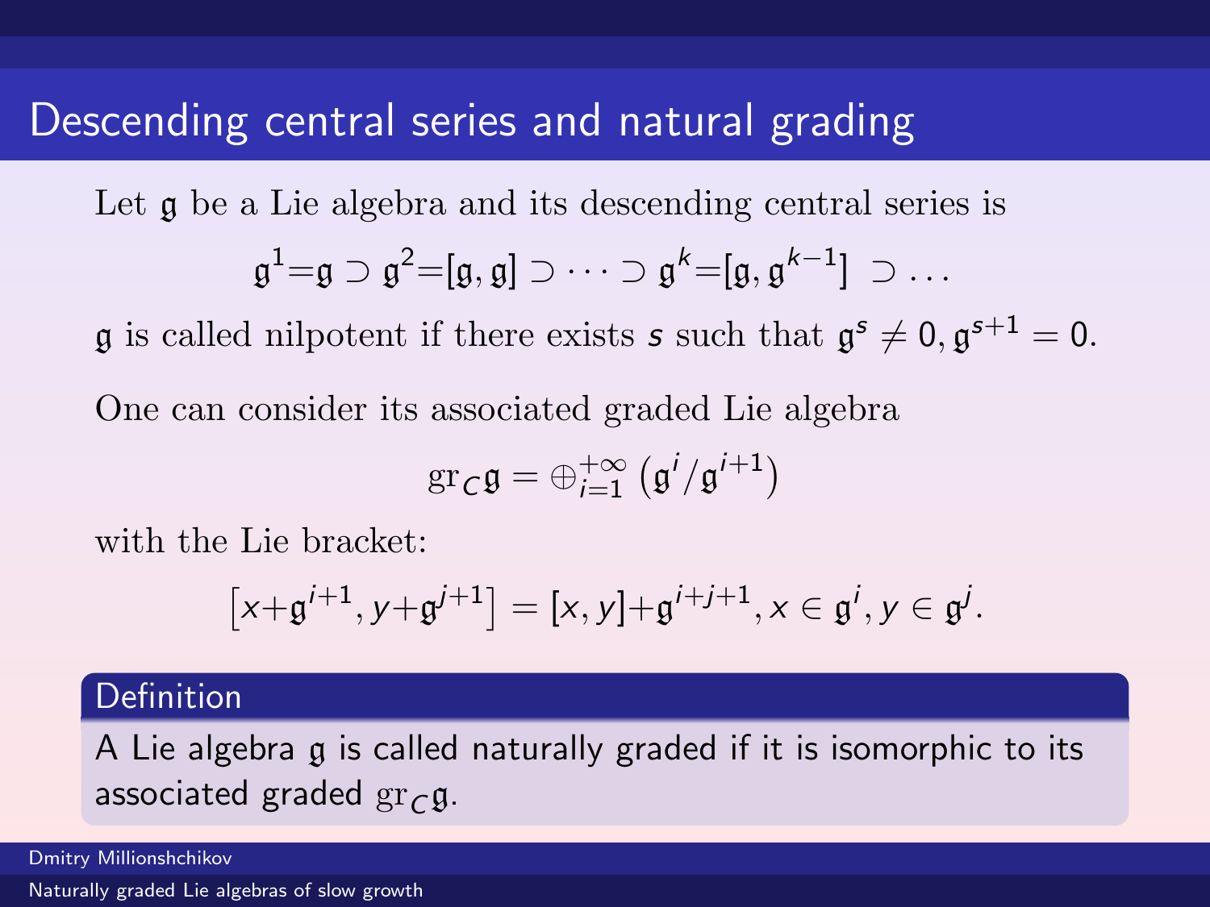# Descending central series and natural grading

Let $\mathfrak{g}$ be a Lie algebra and its descending central series is

$$\mathfrak{g}^1 = \mathfrak{g} \supset \mathfrak{g}^2 = [\mathfrak{g}, \mathfrak{g}] \supset \cdots \supset \mathfrak{g}^k = [\mathfrak{g}, \mathfrak{g}^{k-1}] \supset \ldots$$

$\mathfrak{g}$ is called nilpotent if there exists $s$ such that $\mathfrak{g}^s \neq 0, \mathfrak{g}^{s+1} = 0$.

One can consider its associated graded Lie algebra

$$\mathrm{gr}_C \mathfrak{g} = \oplus_{i=1}^{+\infty} \left( \mathfrak{g}^i / \mathfrak{g}^{i+1} \right)$$

with the Lie bracket:

$$\left[ x + \mathfrak{g}^{i+1}, y + \mathfrak{g}^{j+1} \right] = [x, y] + \mathfrak{g}^{i+j+1}, x \in \mathfrak{g}^i, y \in \mathfrak{g}^j.$$

**Definition**

A Lie algebra $\mathfrak{g}$ is called naturally graded if it is isomorphic to its associated graded $\mathrm{gr}_C \mathfrak{g}$.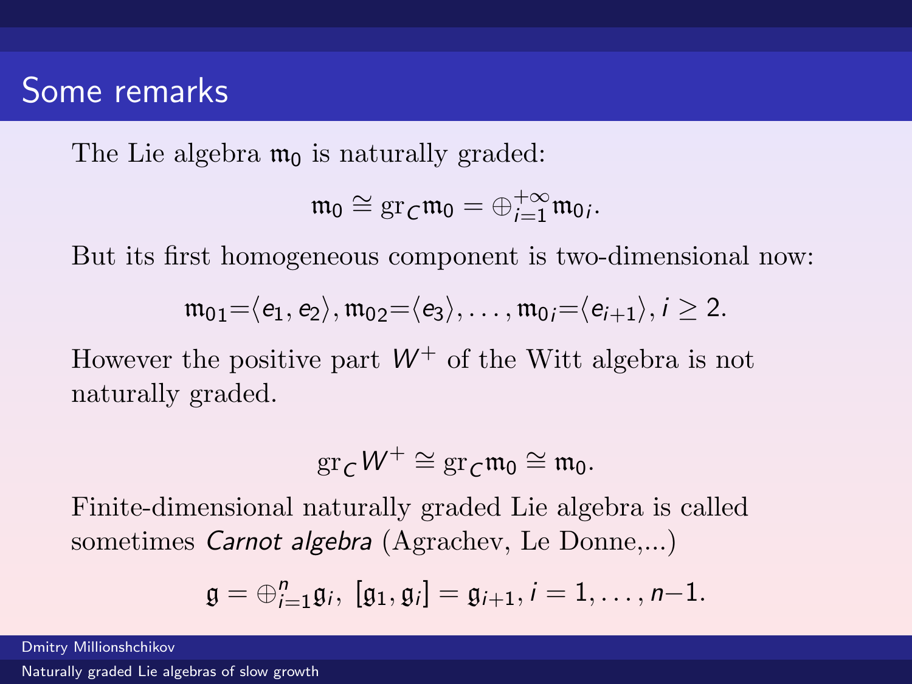# Some remarks

The Lie algebra $\mathfrak{m}_0$ is naturally graded:

$$\mathfrak{m}_0 \cong \mathrm{gr}_C \mathfrak{m}_0 = \oplus_{i=1}^{+\infty} \mathfrak{m}_{0i}.$$

But its first homogeneous component is two-dimensional now:

$$\mathfrak{m}_{01} = \langle e_1, e_2 \rangle, \mathfrak{m}_{02} = \langle e_3 \rangle, \ldots, \mathfrak{m}_{0i} = \langle e_{i+1} \rangle, i \geq 2.$$

However the positive part $W^+$ of the Witt algebra is not naturally graded.

$$\mathrm{gr}_C W^+ \cong \mathrm{gr}_C \mathfrak{m}_0 \cong \mathfrak{m}_0.$$

Finite-dimensional naturally graded Lie algebra is called sometimes *Carnot algebra* (Agrachev, Le Donne,...)

$$\mathfrak{g} = \oplus_{i=1}^{n} \mathfrak{g}_i, \ [\mathfrak{g}_1, \mathfrak{g}_i] = \mathfrak{g}_{i+1}, i = 1, \ldots, n-1.$$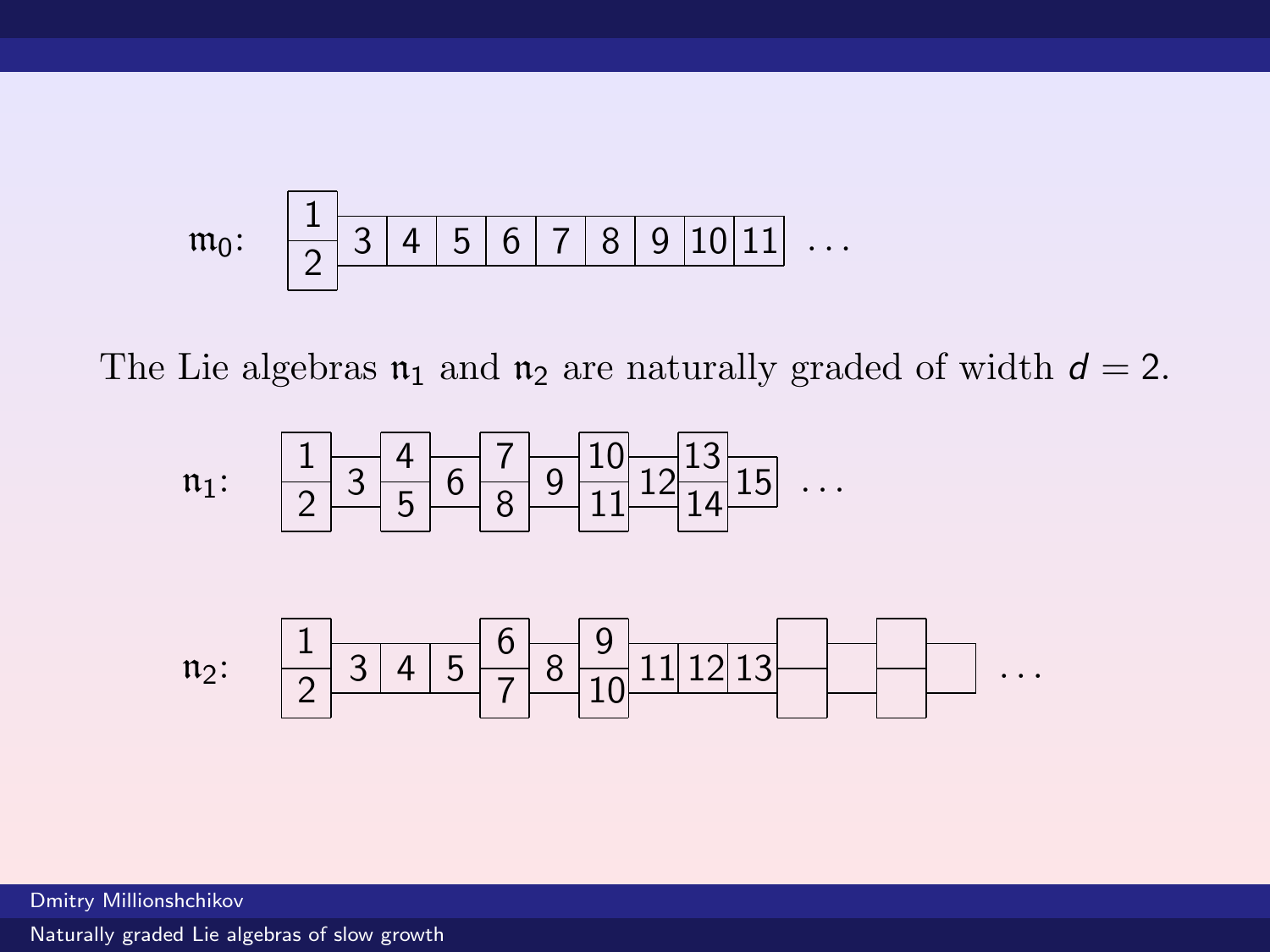$\mathfrak{m}_0$:

| 1 | | | | | | | | | | |
|---|---|---|---|---|---|---|---|---|---|---|
| 2 | 3 | 4 | 5 | 6 | 7 | 8 | 9 | 10 | 11 | ... |

The Lie algebras $\mathfrak{n}_1$ and $\mathfrak{n}_2$ are naturally graded of width $d = 2$.

$\mathfrak{n}_1$:

| 1 | | 4 | | 7 | | 10 | | 13 | | |
|---|---|---|---|---|---|---|---|---|---|---|
| 2 | 3 | 5 | 6 | 8 | 9 | 11 | 12 | 14 | 15 | ... |

$\mathfrak{n}_2$:

| 1 | | | | 6 | | 9 | | | | | | | | |
|---|---|---|---|---|---|---|---|---|---|---|---|---|---|---|
| 2 | 3 | 4 | 5 | 7 | 8 | 10 | 11 | 12 | 13 | | | | | ... |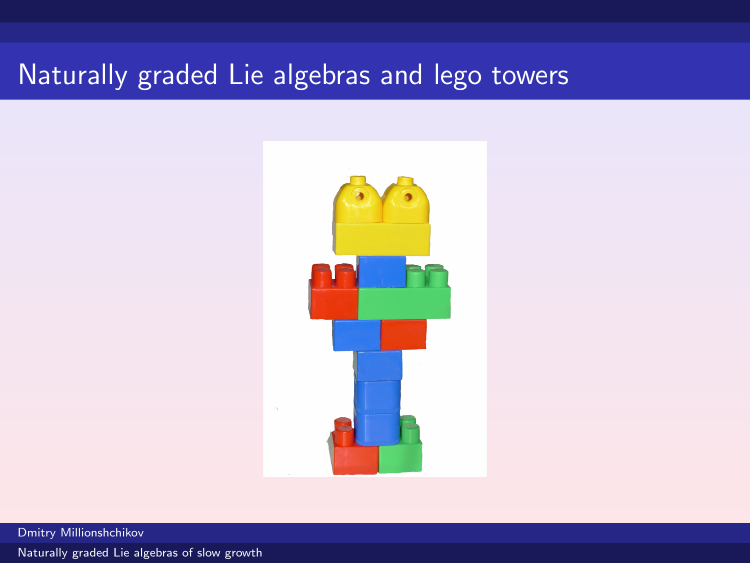# Naturally graded Lie algebras and lego towers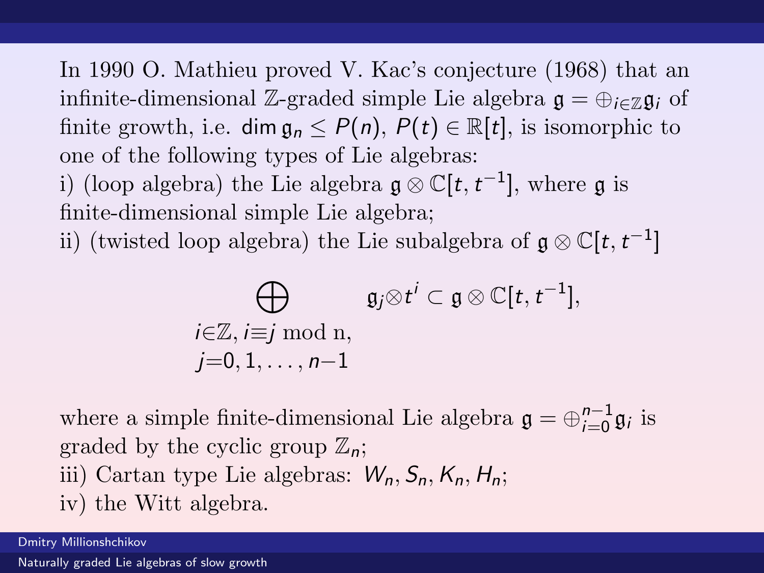In 1990 O. Mathieu proved V. Kac's conjecture (1968) that an infinite-dimensional $\mathbb{Z}$-graded simple Lie algebra $\mathfrak{g} = \oplus_{i \in \mathbb{Z}} \mathfrak{g}_i$ of finite growth, i.e. $\dim \mathfrak{g}_n \leq P(n)$, $P(t) \in \mathbb{R}[t]$, is isomorphic to one of the following types of Lie algebras:

i) (loop algebra) the Lie algebra $\mathfrak{g} \otimes \mathbb{C}[t, t^{-1}]$, where $\mathfrak{g}$ is finite-dimensional simple Lie algebra;

ii) (twisted loop algebra) the Lie subalgebra of $\mathfrak{g} \otimes \mathbb{C}[t, t^{-1}]$

$$\bigoplus_{\substack{i \in \mathbb{Z},\, i \equiv j \text{ mod n},\\ j = 0, 1, \dots, n-1}} \mathfrak{g}_j \otimes t^i \subset \mathfrak{g} \otimes \mathbb{C}[t, t^{-1}],$$

where a simple finite-dimensional Lie algebra $\mathfrak{g} = \oplus_{i=0}^{n-1} \mathfrak{g}_i$ is graded by the cyclic group $\mathbb{Z}_n$;

iii) Cartan type Lie algebras: $W_n, S_n, K_n, H_n$;

iv) the Witt algebra.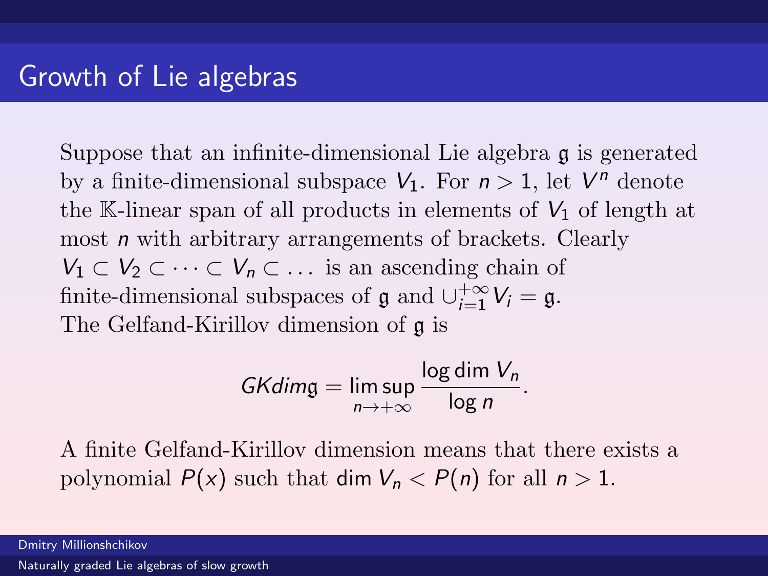# Growth of Lie algebras

Suppose that an infinite-dimensional Lie algebra $\mathfrak{g}$ is generated by a finite-dimensional subspace $V_1$. For $n > 1$, let $V^n$ denote the $\mathbb{K}$-linear span of all products in elements of $V_1$ of length at most $n$ with arbitrary arrangements of brackets. Clearly $V_1 \subset V_2 \subset \dots \subset V_n \subset \dots$ is an ascending chain of finite-dimensional subspaces of $\mathfrak{g}$ and $\cup_{i=1}^{+\infty} V_i = \mathfrak{g}$. The Gelfand-Kirillov dimension of $\mathfrak{g}$ is

$$GKdim\mathfrak{g} = \limsup_{n \to +\infty} \frac{\log \dim V_n}{\log n}.$$

A finite Gelfand-Kirillov dimension means that there exists a polynomial $P(x)$ such that $\dim V_n < P(n)$ for all $n > 1$.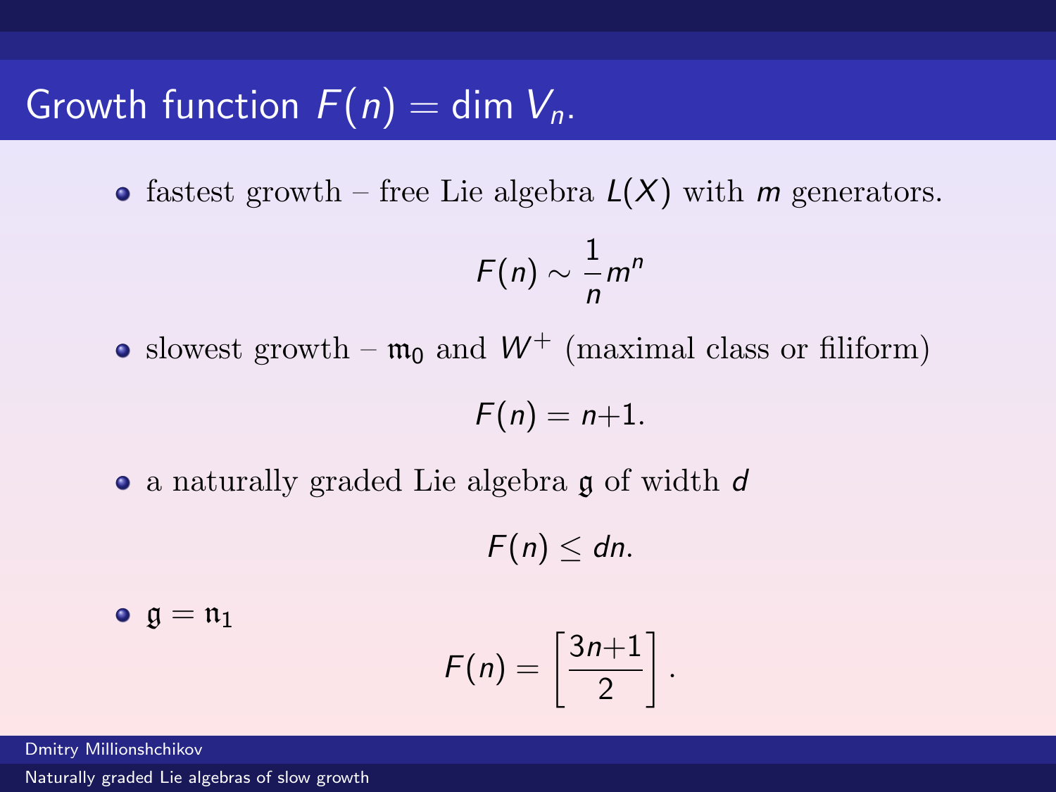# Growth function $F(n) = \dim V_n$.

- fastest growth – free Lie algebra $L(X)$ with $m$ generators.

$$F(n) \sim \frac{1}{n} m^n$$

- slowest growth – $\mathfrak{m}_0$ and $W^+$ (maximal class or filiform)

$$F(n) = n+1.$$

- a naturally graded Lie algebra $\mathfrak{g}$ of width $d$

$$F(n) \leq dn.$$

- $\mathfrak{g} = \mathfrak{n}_1$

$$F(n) = \left[\frac{3n+1}{2}\right].$$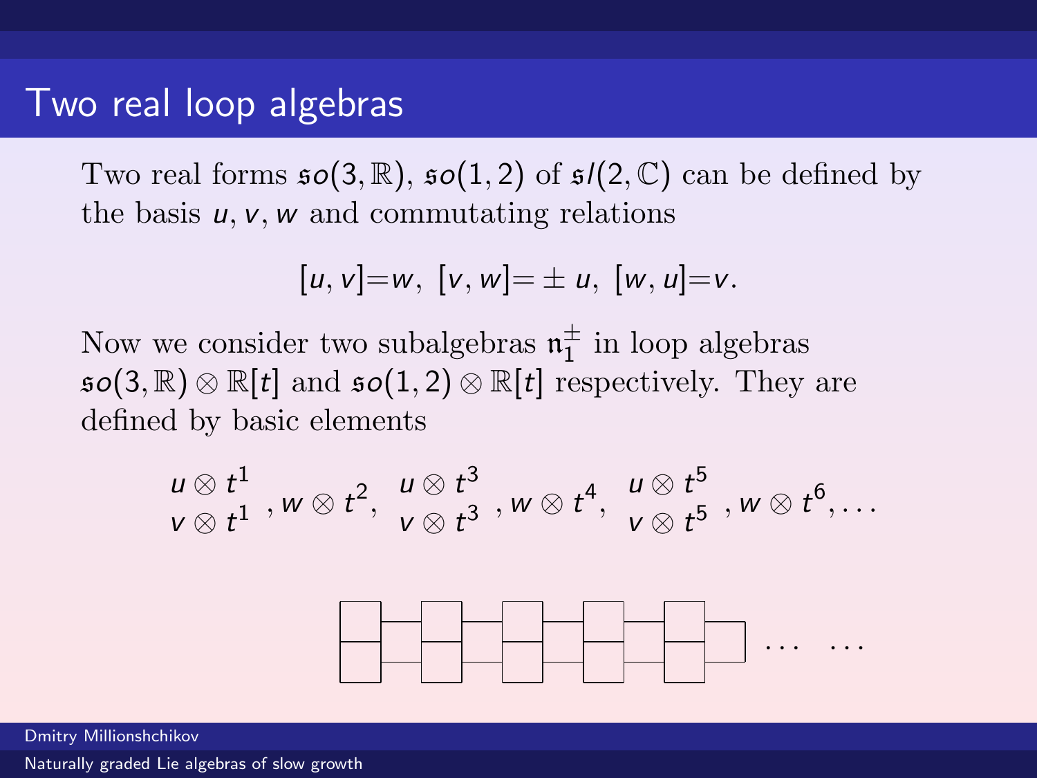# Two real loop algebras

Two real forms $\mathfrak{so}(3,\mathbb{R})$, $\mathfrak{so}(1,2)$ of $\mathfrak{sl}(2,\mathbb{C})$ can be defined by the basis $u, v, w$ and commutating relations

$$[u,v]{=}w,\ [v,w]{=}\pm u,\ [w,u]{=}v.$$

Now we consider two subalgebras $\mathfrak{n}_1^{\pm}$ in loop algebras $\mathfrak{so}(3,\mathbb{R})\otimes\mathbb{R}[t]$ and $\mathfrak{so}(1,2)\otimes\mathbb{R}[t]$ respectively. They are defined by basic elements

$$\begin{matrix} u\otimes t^1 \\ v\otimes t^1 \end{matrix},\, w\otimes t^2,\ \begin{matrix} u\otimes t^3 \\ v\otimes t^3 \end{matrix},\, w\otimes t^4,\ \begin{matrix} u\otimes t^5 \\ v\otimes t^5 \end{matrix},\, w\otimes t^6,\ldots$$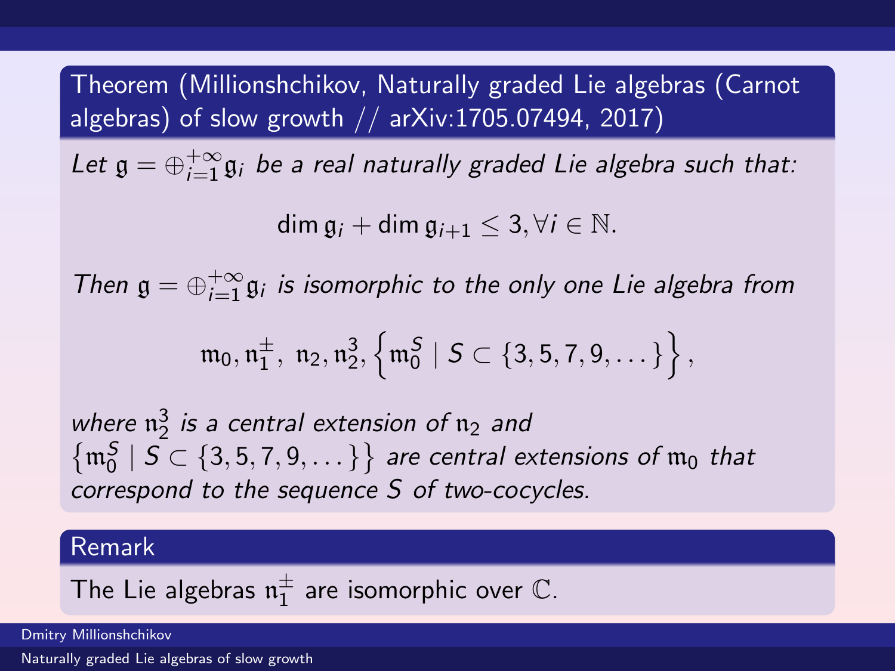**Theorem (Millionshchikov, Naturally graded Lie algebras (Carnot algebras) of slow growth // arXiv:1705.07494, 2017)**

*Let $\mathfrak{g} = \oplus_{i=1}^{+\infty}\mathfrak{g}_i$ be a real naturally graded Lie algebra such that:*

$$\dim \mathfrak{g}_i + \dim \mathfrak{g}_{i+1} \leq 3, \forall i \in \mathbb{N}.$$

*Then $\mathfrak{g} = \oplus_{i=1}^{+\infty}\mathfrak{g}_i$ is isomorphic to the only one Lie algebra from*

$$\mathfrak{m}_0, \mathfrak{n}_1^{\pm},\ \mathfrak{n}_2, \mathfrak{n}_2^3, \left\{\mathfrak{m}_0^S \mid S \subset \{3, 5, 7, 9, \dots\}\right\},$$

*where $\mathfrak{n}_2^3$ is a central extension of $\mathfrak{n}_2$ and $\left\{\mathfrak{m}_0^S \mid S \subset \{3, 5, 7, 9, \dots\}\right\}$ are central extensions of $\mathfrak{m}_0$ that correspond to the sequence $S$ of two-cocycles.*

**Remark**

The Lie algebras $\mathfrak{n}_1^{\pm}$ are isomorphic over $\mathbb{C}$.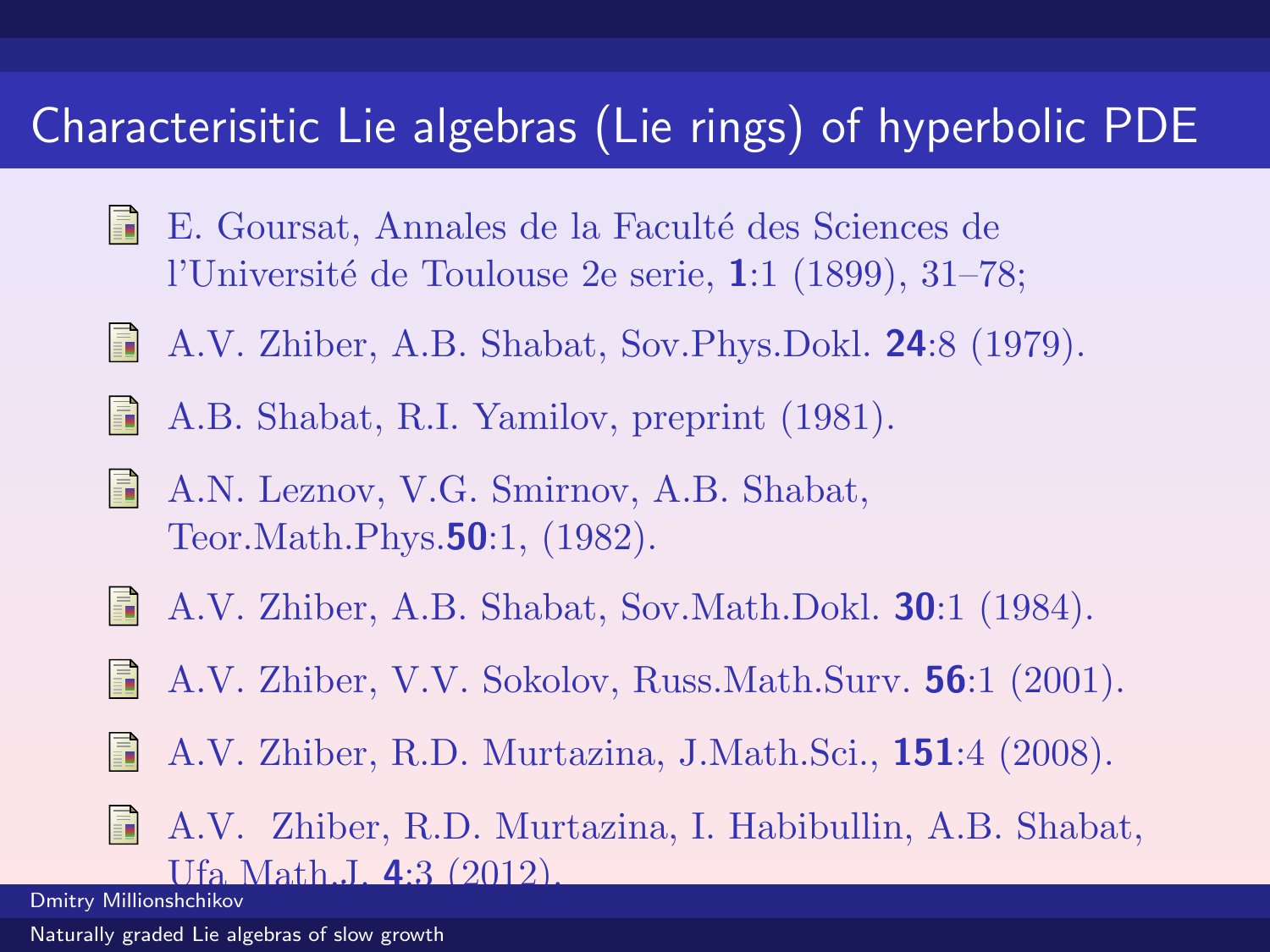# Characterisitic Lie algebras (Lie rings) of hyperbolic PDE

- E. Goursat, Annales de la Faculté des Sciences de l'Université de Toulouse 2e serie, **1**:1 (1899), 31–78;
- A.V. Zhiber, A.B. Shabat, Sov.Phys.Dokl. **24**:8 (1979).
- A.B. Shabat, R.I. Yamilov, preprint (1981).
- A.N. Leznov, V.G. Smirnov, A.B. Shabat, Teor.Math.Phys.**50**:1, (1982).
- A.V. Zhiber, A.B. Shabat, Sov.Math.Dokl. **30**:1 (1984).
- A.V. Zhiber, V.V. Sokolov, Russ.Math.Surv. **56**:1 (2001).
- A.V. Zhiber, R.D. Murtazina, J.Math.Sci., **151**:4 (2008).
- A.V. Zhiber, R.D. Murtazina, I. Habibullin, A.B. Shabat, Ufa Math.J. **4**:3 (2012).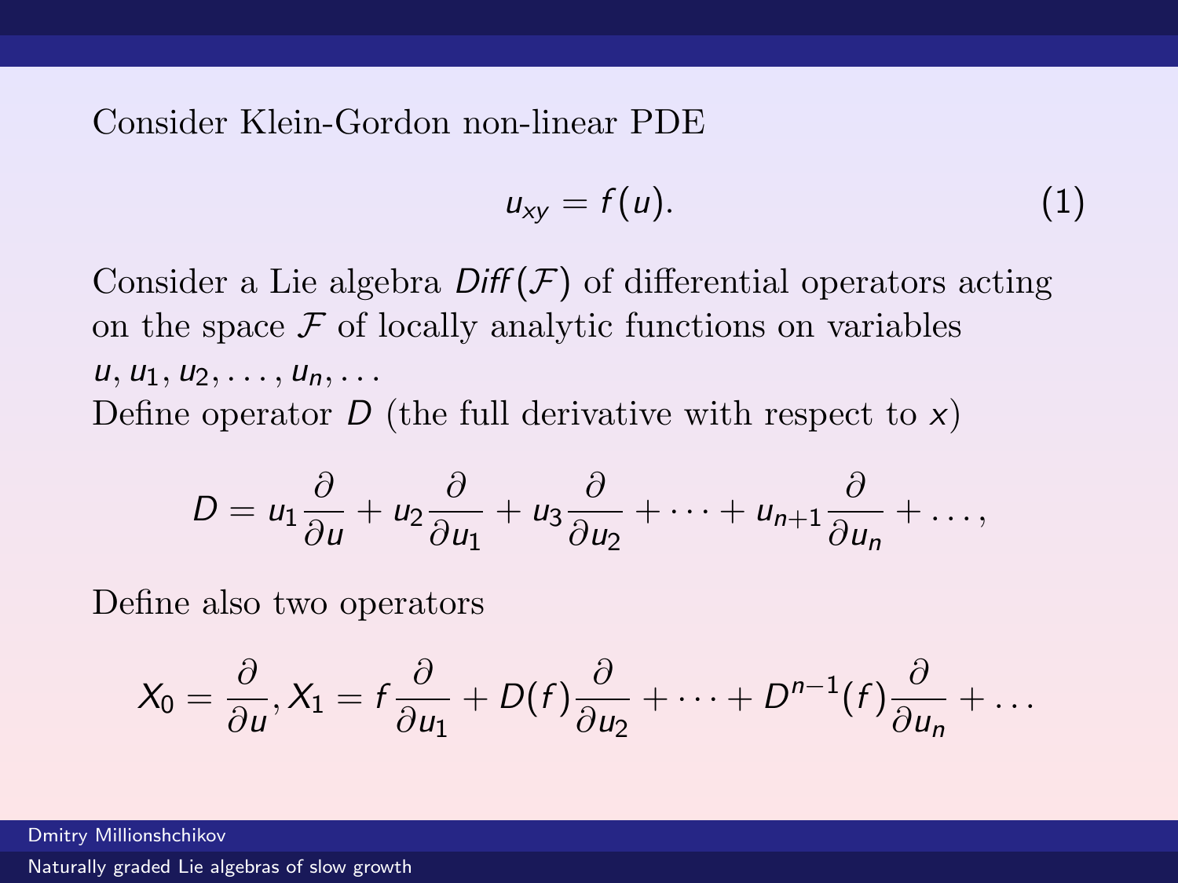Consider Klein-Gordon non-linear PDE

$$u_{xy} = f(u). \tag{1}$$

Consider a Lie algebra $Diff(\mathcal{F})$ of differential operators acting on the space $\mathcal{F}$ of locally analytic functions on variables $u, u_1, u_2, \dots, u_n, \dots$

Define operator $D$ (the full derivative with respect to $x$)

$$D = u_1 \frac{\partial}{\partial u} + u_2 \frac{\partial}{\partial u_1} + u_3 \frac{\partial}{\partial u_2} + \dots + u_{n+1} \frac{\partial}{\partial u_n} + \dots,$$

Define also two operators

$$X_0 = \frac{\partial}{\partial u}, X_1 = f \frac{\partial}{\partial u_1} + D(f) \frac{\partial}{\partial u_2} + \dots + D^{n-1}(f) \frac{\partial}{\partial u_n} + \dots$$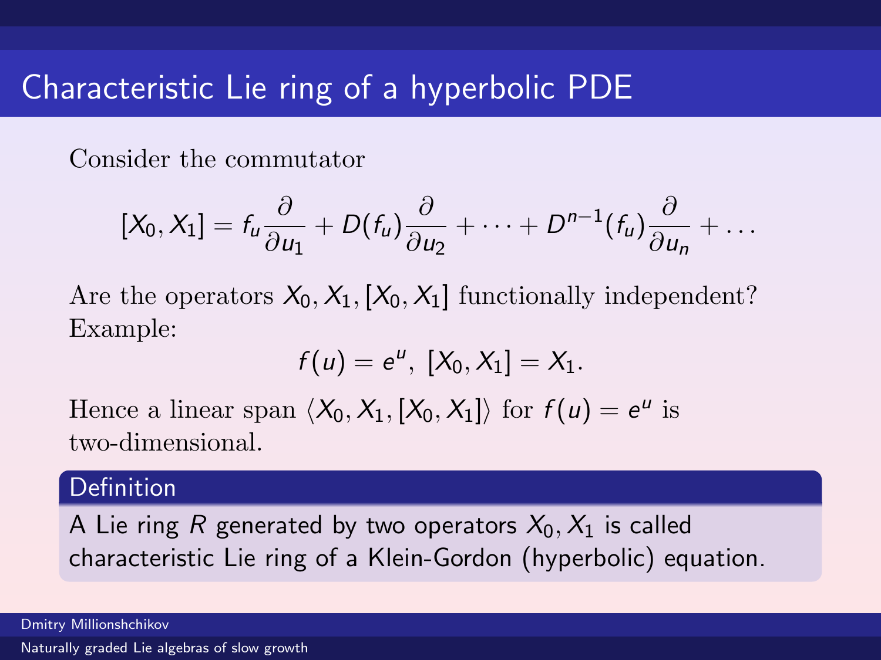# Characteristic Lie ring of a hyperbolic PDE

Consider the commutator

$$[X_0, X_1] = f_u \frac{\partial}{\partial u_1} + D(f_u) \frac{\partial}{\partial u_2} + \cdots + D^{n-1}(f_u) \frac{\partial}{\partial u_n} + \ldots$$

Are the operators $X_0, X_1, [X_0, X_1]$ functionally independent?
Example:

$$f(u) = e^u, \ [X_0, X_1] = X_1.$$

Hence a linear span $\langle X_0, X_1, [X_0, X_1] \rangle$ for $f(u) = e^u$ is two-dimensional.

**Definition**

A Lie ring $R$ generated by two operators $X_0, X_1$ is called characteristic Lie ring of a Klein-Gordon (hyperbolic) equation.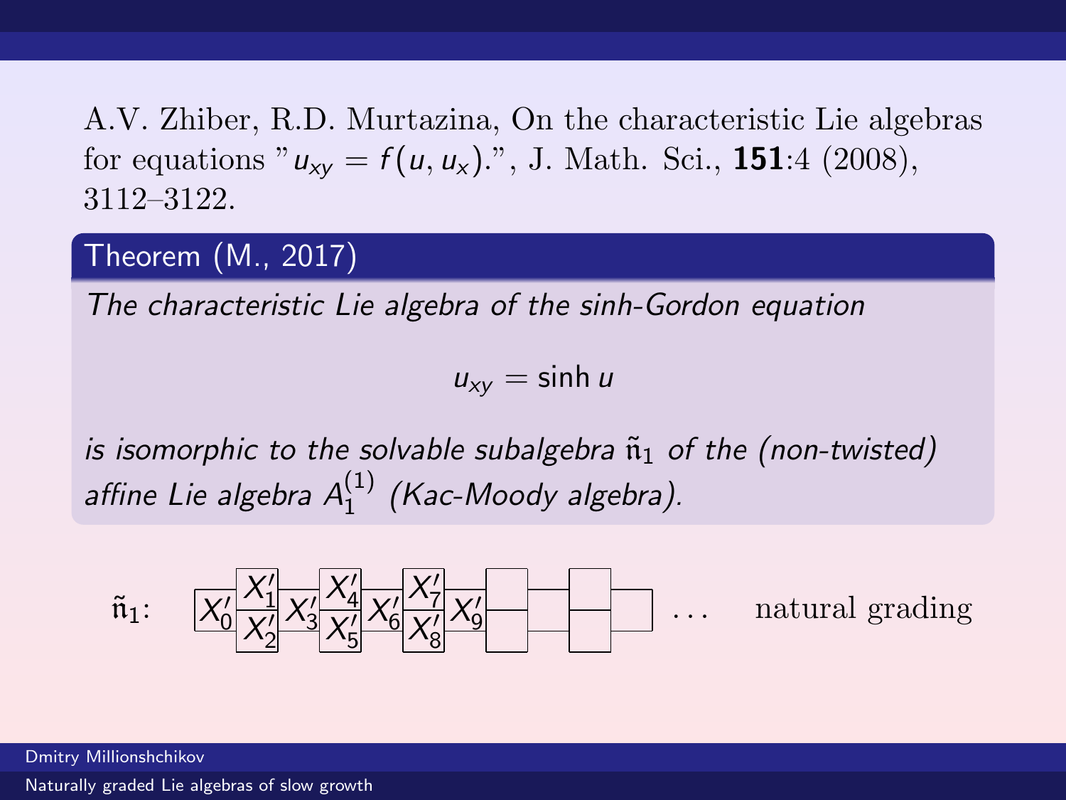A.V. Zhiber, R.D. Murtazina, On the characteristic Lie algebras for equations "$u_{xy} = f(u, u_x)$.", J. Math. Sci., **151**:4 (2008), 3112–3122.

**Theorem (M., 2017)**

*The characteristic Lie algebra of the sinh-Gordon equation*

$$u_{xy} = \sinh u$$

*is isomorphic to the solvable subalgebra $\tilde{\mathfrak{n}}_1$ of the (non-twisted) affine Lie algebra $A_1^{(1)}$ (Kac-Moody algebra).*

$\tilde{\mathfrak{n}}_1$: $X'_0$, $X'_1 / X'_2$, $X'_3$, $X'_4 / X'_5$, $X'_6$, $X'_7 / X'_8$, $X'_9$, … natural grading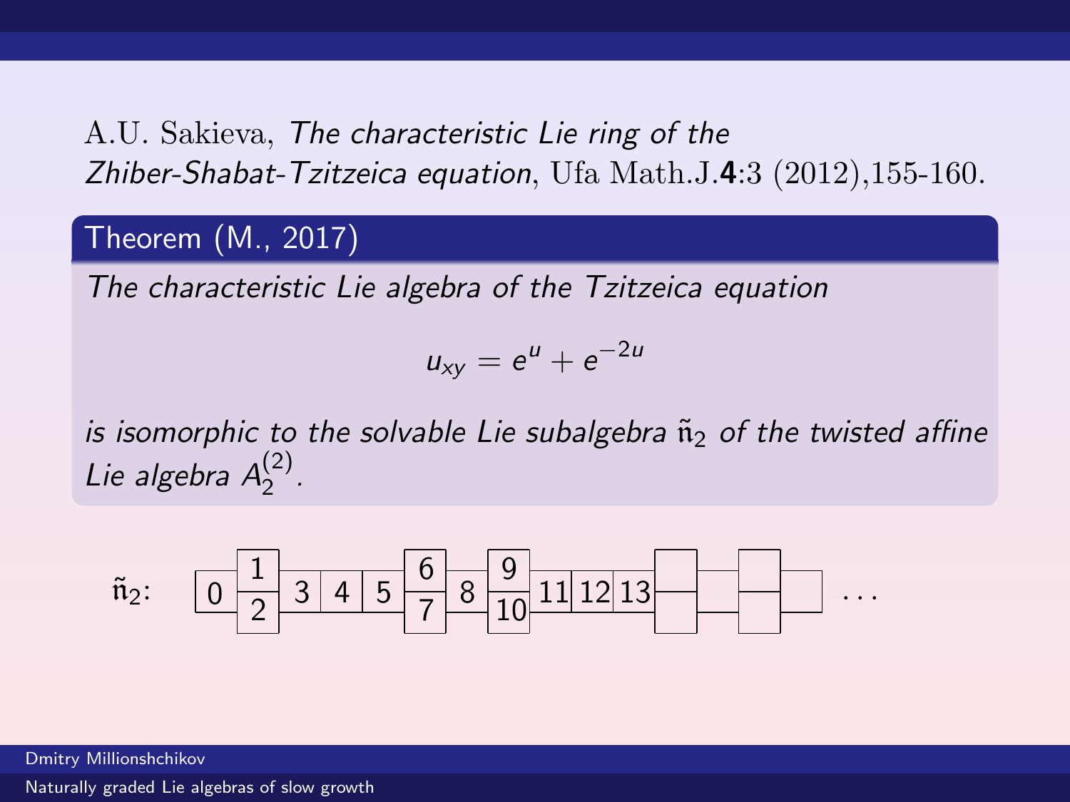A.U. Sakieva, *The characteristic Lie ring of the Zhiber-Shabat-Tzitzeica equation*, Ufa Math.J.**4**:3 (2012),155-160.

**Theorem (M., 2017)**

*The characteristic Lie algebra of the Tzitzeica equation*

$$u_{xy} = e^u + e^{-2u}$$

*is isomorphic to the solvable Lie subalgebra $\tilde{\mathfrak{n}}_2$ of the twisted affine Lie algebra $A_2^{(2)}$.*

$\tilde{\mathfrak{n}}_2$: 0, $\frac{1}{2}$, 3, 4, 5, $\frac{6}{7}$, 8, $\frac{9}{10}$, 11, 12, 13, ...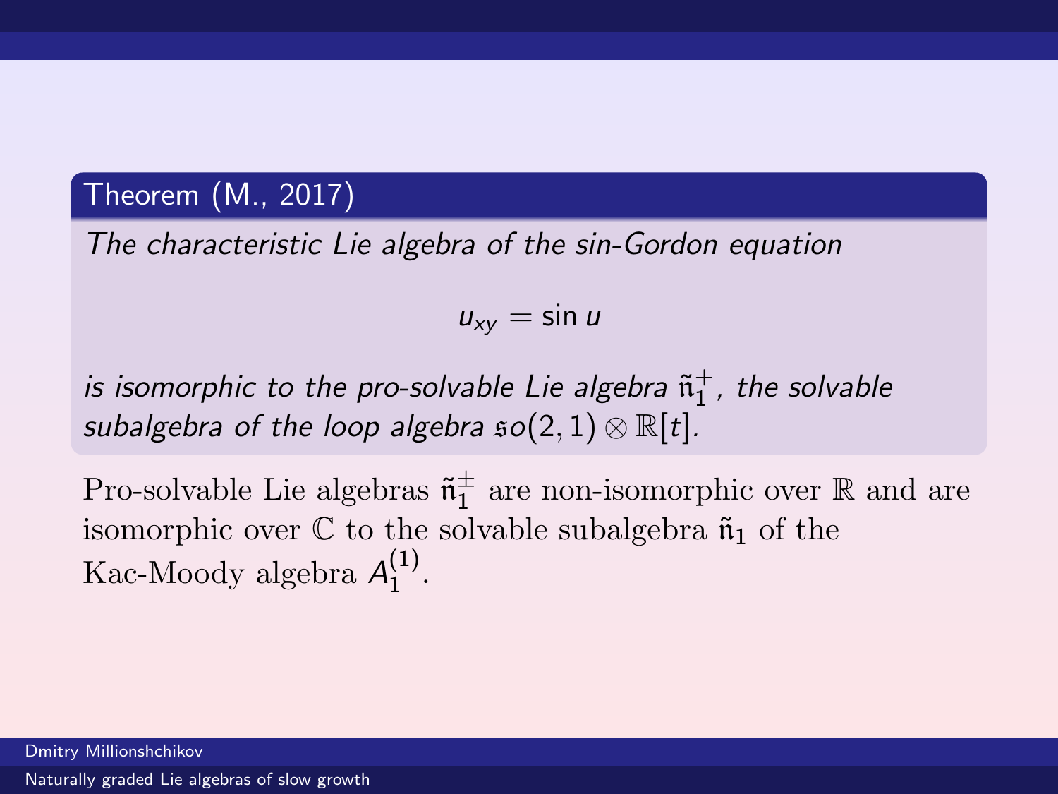**Theorem (M., 2017)**

*The characteristic Lie algebra of the sin-Gordon equation*

$$u_{xy} = \sin u$$

*is isomorphic to the pro-solvable Lie algebra $\tilde{\mathfrak{n}}_1^+$, the solvable subalgebra of the loop algebra $\mathfrak{so}(2,1) \otimes \mathbb{R}[t]$.*

Pro-solvable Lie algebras $\tilde{\mathfrak{n}}_1^{\pm}$ are non-isomorphic over $\mathbb{R}$ and are isomorphic over $\mathbb{C}$ to the solvable subalgebra $\tilde{\mathfrak{n}}_1$ of the Kac-Moody algebra $A_1^{(1)}$.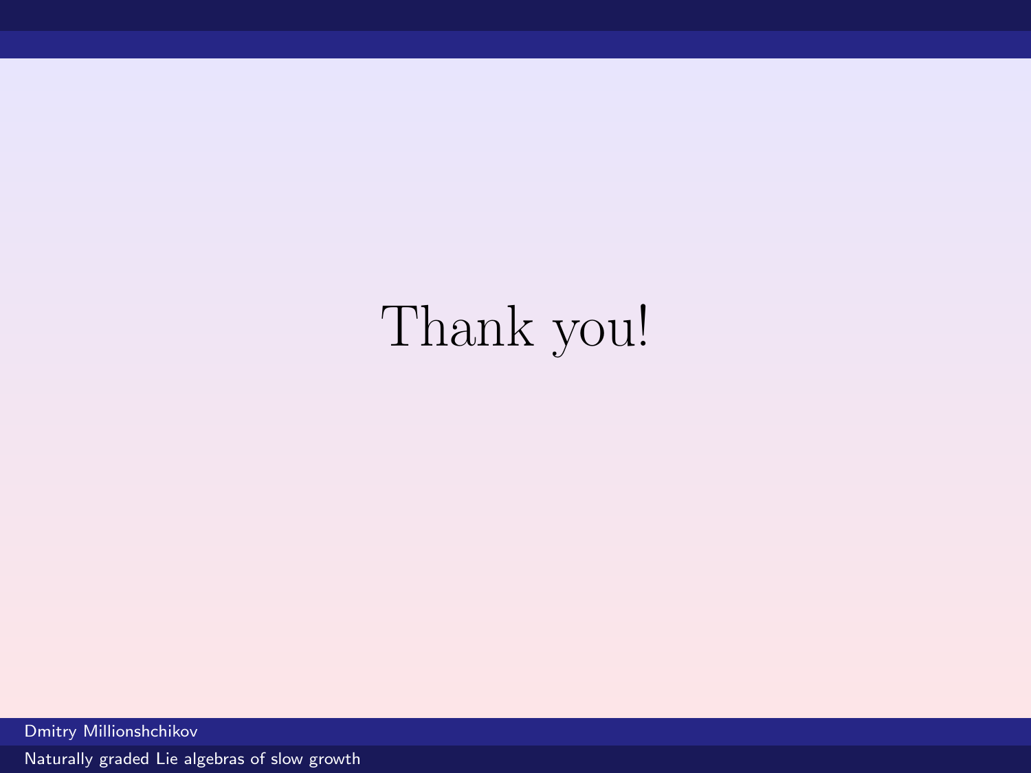Thank you!